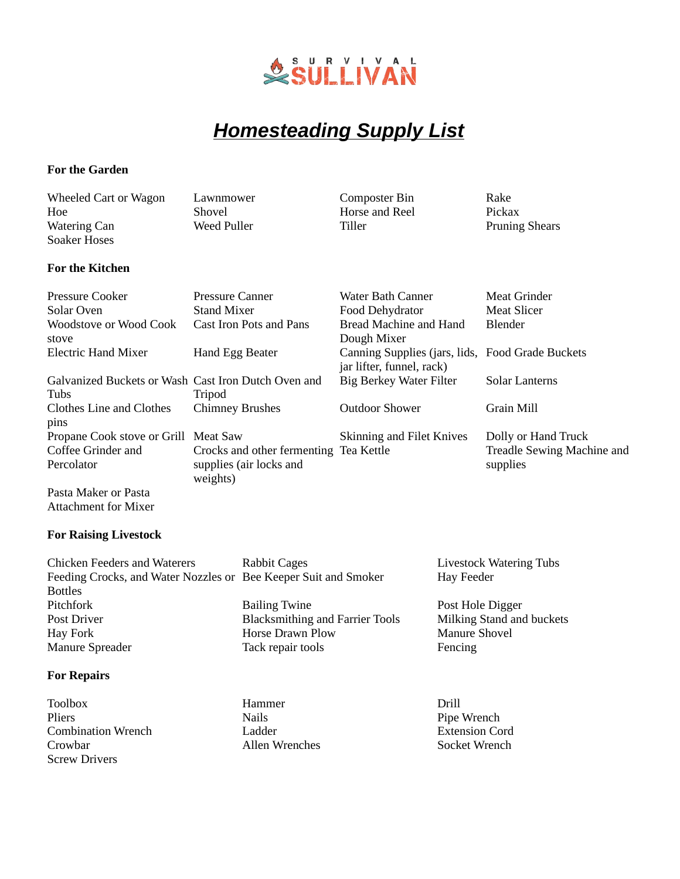SURVIVAL SULLIVAN

# ***Homesteading Supply List***

**For the Garden**

| | | | |
|---|---|---|---|
| Wheeled Cart or Wagon | Lawnmower | Composter Bin | Rake |
| Hoe | Shovel | Horse and Reel | Pickax |
| Watering Can | Weed Puller | Tiller | Pruning Shears |
| Soaker Hoses | | | |

**For the Kitchen**

| | | | |
|---|---|---|---|
| Pressure Cooker | Pressure Canner | Water Bath Canner | Meat Grinder |
| Solar Oven | Stand Mixer | Food Dehydrator | Meat Slicer |
| Woodstove or Wood Cook stove | Cast Iron Pots and Pans | Bread Machine and Hand Dough Mixer | Blender |
| Electric Hand Mixer | Hand Egg Beater | Canning Supplies (jars, lids, jar lifter, funnel, rack) | Food Grade Buckets |
| Galvanized Buckets or Wash Tubs | Cast Iron Dutch Oven and Tripod | Big Berkey Water Filter | Solar Lanterns |
| Clothes Line and Clothes pins | Chimney Brushes | Outdoor Shower | Grain Mill |
| Propane Cook stove or Grill | Meat Saw | Skinning and Filet Knives | Dolly or Hand Truck |
| Coffee Grinder and Percolator | Crocks and other fermenting supplies (air locks and weights) | Tea Kettle | Treadle Sewing Machine and supplies |
| Pasta Maker or Pasta Attachment for Mixer | | | |

**For Raising Livestock**

| | | |
|---|---|---|
| Chicken Feeders and Waterers | Rabbit Cages | Livestock Watering Tubs |
| Feeding Crocks, and Water Nozzles or Bottles | Bee Keeper Suit and Smoker | Hay Feeder |
| Pitchfork | Bailing Twine | Post Hole Digger |
| Post Driver | Blacksmithing and Farrier Tools | Milking Stand and buckets |
| Hay Fork | Horse Drawn Plow | Manure Shovel |
| Manure Spreader | Tack repair tools | Fencing |

**For Repairs**

| | | |
|---|---|---|
| Toolbox | Hammer | Drill |
| Pliers | Nails | Pipe Wrench |
| Combination Wrench | Ladder | Extension Cord |
| Crowbar | Allen Wrenches | Socket Wrench |
| Screw Drivers | | |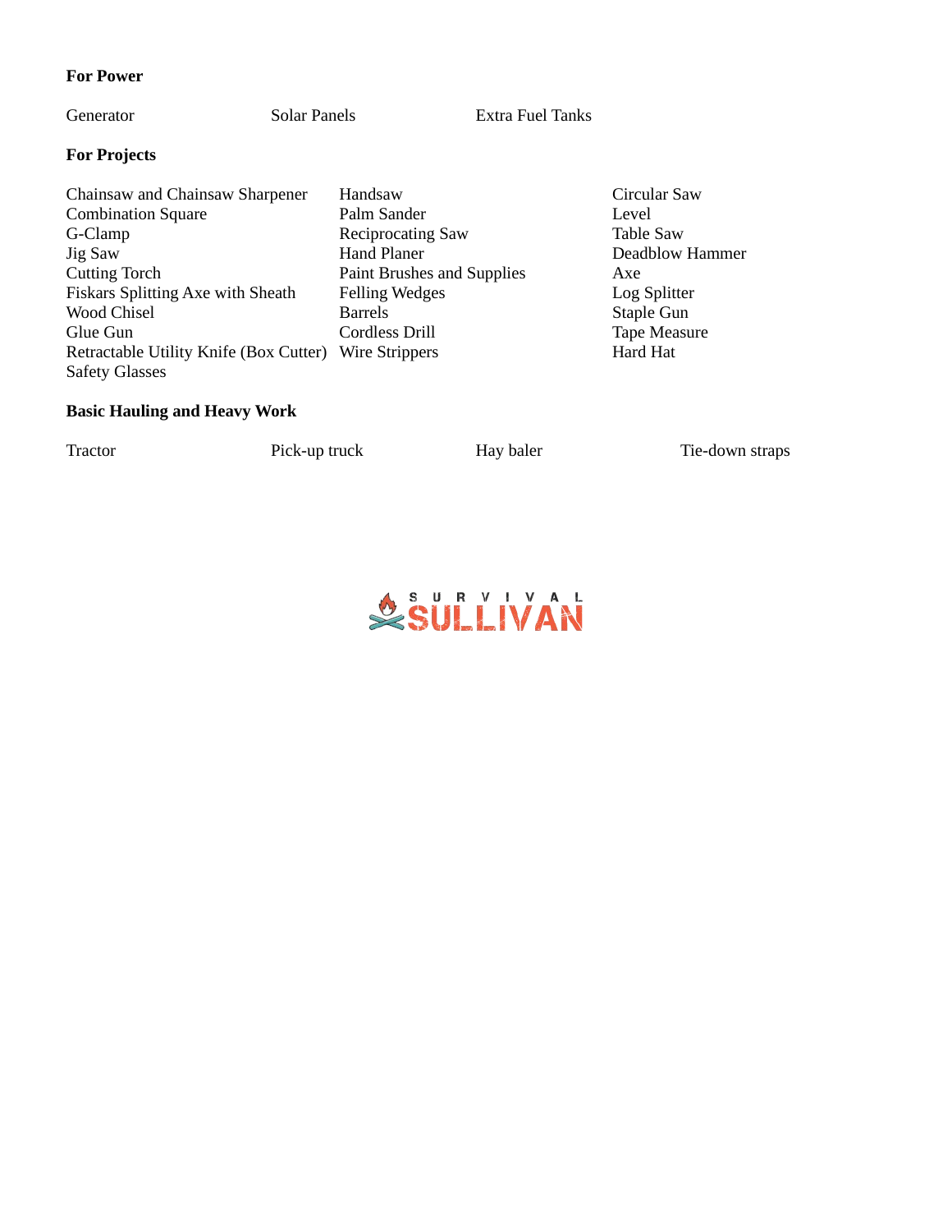**For Power**

Generator
Solar Panels
Extra Fuel Tanks

**For Projects**

Chainsaw and Chainsaw Sharpener
Combination Square
G-Clamp
Jig Saw
Cutting Torch
Fiskars Splitting Axe with Sheath
Wood Chisel
Glue Gun
Retractable Utility Knife (Box Cutter)
Safety Glasses
Handsaw
Palm Sander
Reciprocating Saw
Hand Planer
Paint Brushes and Supplies
Felling Wedges
Barrels
Cordless Drill
Wire Strippers
Circular Saw
Level
Table Saw
Deadblow Hammer
Axe
Log Splitter
Staple Gun
Tape Measure
Hard Hat

**Basic Hauling and Heavy Work**

Tractor
Pick-up truck
Hay baler
Tie-down straps

SURVIVAL SULLIVAN